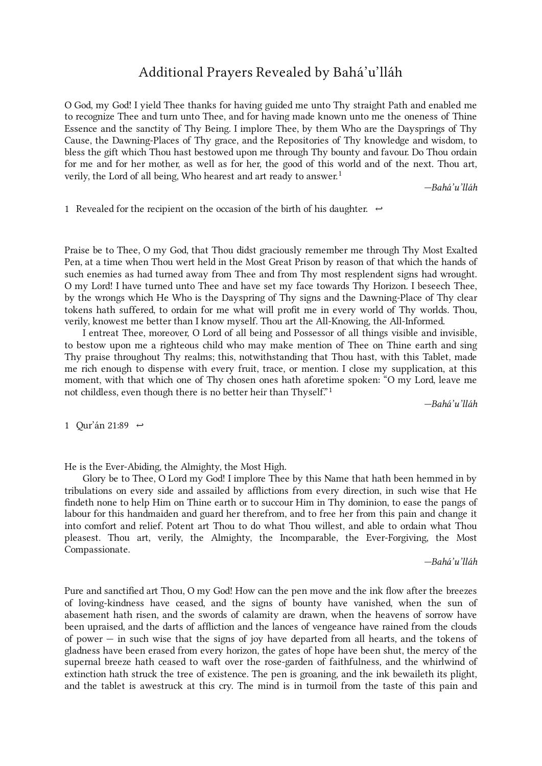# Additional Prayers Revealed by Bahá’u’lláh

O God, my God! I yield Thee thanks for having guided me unto Thy straight Path and enabled me to recognize Thee and turn unto Thee, and for having made known unto me the oneness of Thine Essence and the sanctity of Thy Being. I implore Thee, by them Who are the Daysprings of Thy Cause, the Dawning-Places of Thy grace, and the Repositories of Thy knowledge and wisdom, to bless the gift which Thou hast bestowed upon me through Thy bounty and favour. Do Thou ordain for me and for her mother, as well as for her, the good of this world and of the next. Thou art, verily, the Lord of all being, Who hearest and art ready to answer.[1]

*—Bahá’u’lláh*

1 Revealed for the recipient on the occasion of the birth of his daughter. ↩

Praise be to Thee, O my God, that Thou didst graciously remember me through Thy Most Exalted Pen, at a time when Thou wert held in the Most Great Prison by reason of that which the hands of such enemies as had turned away from Thee and from Thy most resplendent signs had wrought. O my Lord! I have turned unto Thee and have set my face towards Thy Horizon. I beseech Thee, by the wrongs which He Who is the Dayspring of Thy signs and the Dawning-Place of Thy clear tokens hath suffered, to ordain for me what will profit me in every world of Thy worlds. Thou, verily, knowest me better than I know myself. Thou art the All-Knowing, the All-Informed.

I entreat Thee, moreover, O Lord of all being and Possessor of all things visible and invisible, to bestow upon me a righteous child who may make mention of Thee on Thine earth and sing Thy praise throughout Thy realms; this, notwithstanding that Thou hast, with this Tablet, made me rich enough to dispense with every fruit, trace, or mention. I close my supplication, at this moment, with that which one of Thy chosen ones hath aforetime spoken: “O my Lord, leave me not childless, even though there is no better heir than Thyself.”[1]

*—Bahá’u’lláh*

1 Qur’án 21:89 ↩

He is the Ever-Abiding, the Almighty, the Most High.

Glory be to Thee, O Lord my God! I implore Thee by this Name that hath been hemmed in by tribulations on every side and assailed by afflictions from every direction, in such wise that He findeth none to help Him on Thine earth or to succour Him in Thy dominion, to ease the pangs of labour for this handmaiden and guard her therefrom, and to free her from this pain and change it into comfort and relief. Potent art Thou to do what Thou willest, and able to ordain what Thou pleasest. Thou art, verily, the Almighty, the Incomparable, the Ever-Forgiving, the Most Compassionate.

*—Bahá’u’lláh*

Pure and sanctified art Thou, O my God! How can the pen move and the ink flow after the breezes of loving-kindness have ceased, and the signs of bounty have vanished, when the sun of abasement hath risen, and the swords of calamity are drawn, when the heavens of sorrow have been upraised, and the darts of affliction and the lances of vengeance have rained from the clouds of power — in such wise that the signs of joy have departed from all hearts, and the tokens of gladness have been erased from every horizon, the gates of hope have been shut, the mercy of the supernal breeze hath ceased to waft over the rose-garden of faithfulness, and the whirlwind of extinction hath struck the tree of existence. The pen is groaning, and the ink bewaileth its plight, and the tablet is awestruck at this cry. The mind is in turmoil from the taste of this pain and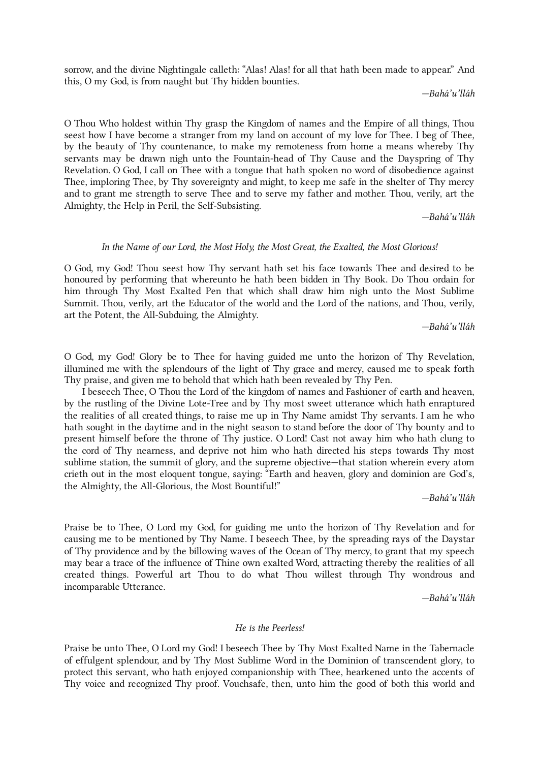sorrow, and the divine Nightingale calleth: “Alas! Alas! for all that hath been made to appear.” And this, O my God, is from naught but Thy hidden bounties.

*—Bahá’u’lláh*

O Thou Who holdest within Thy grasp the Kingdom of names and the Empire of all things, Thou seest how I have become a stranger from my land on account of my love for Thee. I beg of Thee, by the beauty of Thy countenance, to make my remoteness from home a means whereby Thy servants may be drawn nigh unto the Fountain-head of Thy Cause and the Dayspring of Thy Revelation. O God, I call on Thee with a tongue that hath spoken no word of disobedience against Thee, imploring Thee, by Thy sovereignty and might, to keep me safe in the shelter of Thy mercy and to grant me strength to serve Thee and to serve my father and mother. Thou, verily, art the Almighty, the Help in Peril, the Self-Subsisting.

*—Bahá’u’lláh*

*In the Name of our Lord, the Most Holy, the Most Great, the Exalted, the Most Glorious!*

O God, my God! Thou seest how Thy servant hath set his face towards Thee and desired to be honoured by performing that whereunto he hath been bidden in Thy Book. Do Thou ordain for him through Thy Most Exalted Pen that which shall draw him nigh unto the Most Sublime Summit. Thou, verily, art the Educator of the world and the Lord of the nations, and Thou, verily, art the Potent, the All-Subduing, the Almighty.

*—Bahá’u’lláh*

O God, my God! Glory be to Thee for having guided me unto the horizon of Thy Revelation, illumined me with the splendours of the light of Thy grace and mercy, caused me to speak forth Thy praise, and given me to behold that which hath been revealed by Thy Pen.

I beseech Thee, O Thou the Lord of the kingdom of names and Fashioner of earth and heaven, by the rustling of the Divine Lote-Tree and by Thy most sweet utterance which hath enraptured the realities of all created things, to raise me up in Thy Name amidst Thy servants. I am he who hath sought in the daytime and in the night season to stand before the door of Thy bounty and to present himself before the throne of Thy justice. O Lord! Cast not away him who hath clung to the cord of Thy nearness, and deprive not him who hath directed his steps towards Thy most sublime station, the summit of glory, and the supreme objective—that station wherein every atom crieth out in the most eloquent tongue, saying: “Earth and heaven, glory and dominion are God’s, the Almighty, the All-Glorious, the Most Bountiful!”

*—Bahá’u’lláh*

Praise be to Thee, O Lord my God, for guiding me unto the horizon of Thy Revelation and for causing me to be mentioned by Thy Name. I beseech Thee, by the spreading rays of the Daystar of Thy providence and by the billowing waves of the Ocean of Thy mercy, to grant that my speech may bear a trace of the influence of Thine own exalted Word, attracting thereby the realities of all created things. Powerful art Thou to do what Thou willest through Thy wondrous and incomparable Utterance.

*—Bahá’u’lláh*

*He is the Peerless!*

Praise be unto Thee, O Lord my God! I beseech Thee by Thy Most Exalted Name in the Tabernacle of effulgent splendour, and by Thy Most Sublime Word in the Dominion of transcendent glory, to protect this servant, who hath enjoyed companionship with Thee, hearkened unto the accents of Thy voice and recognized Thy proof. Vouchsafe, then, unto him the good of both this world and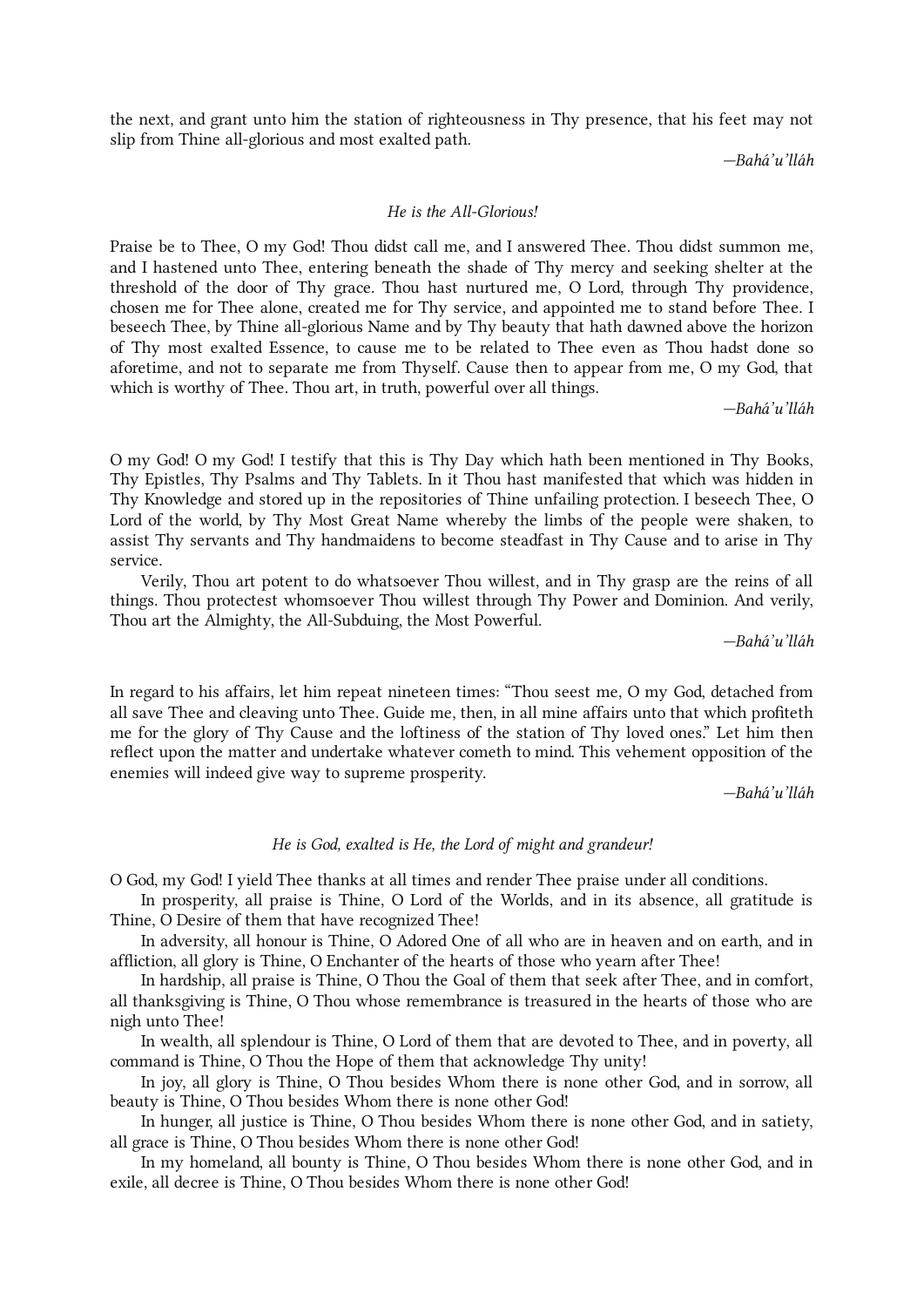the next, and grant unto him the station of righteousness in Thy presence, that his feet may not slip from Thine all-glorious and most exalted path.

*—Bahá'u'lláh*

*He is the All-Glorious!*

Praise be to Thee, O my God! Thou didst call me, and I answered Thee. Thou didst summon me, and I hastened unto Thee, entering beneath the shade of Thy mercy and seeking shelter at the threshold of the door of Thy grace. Thou hast nurtured me, O Lord, through Thy providence, chosen me for Thee alone, created me for Thy service, and appointed me to stand before Thee. I beseech Thee, by Thine all-glorious Name and by Thy beauty that hath dawned above the horizon of Thy most exalted Essence, to cause me to be related to Thee even as Thou hadst done so aforetime, and not to separate me from Thyself. Cause then to appear from me, O my God, that which is worthy of Thee. Thou art, in truth, powerful over all things.

*—Bahá'u'lláh*

O my God! O my God! I testify that this is Thy Day which hath been mentioned in Thy Books, Thy Epistles, Thy Psalms and Thy Tablets. In it Thou hast manifested that which was hidden in Thy Knowledge and stored up in the repositories of Thine unfailing protection. I beseech Thee, O Lord of the world, by Thy Most Great Name whereby the limbs of the people were shaken, to assist Thy servants and Thy handmaidens to become steadfast in Thy Cause and to arise in Thy service.

Verily, Thou art potent to do whatsoever Thou willest, and in Thy grasp are the reins of all things. Thou protectest whomsoever Thou willest through Thy Power and Dominion. And verily, Thou art the Almighty, the All-Subduing, the Most Powerful.

*—Bahá'u'lláh*

In regard to his affairs, let him repeat nineteen times: "Thou seest me, O my God, detached from all save Thee and cleaving unto Thee. Guide me, then, in all mine affairs unto that which profiteth me for the glory of Thy Cause and the loftiness of the station of Thy loved ones." Let him then reflect upon the matter and undertake whatever cometh to mind. This vehement opposition of the enemies will indeed give way to supreme prosperity.

*—Bahá'u'lláh*

*He is God, exalted is He, the Lord of might and grandeur!*

O God, my God! I yield Thee thanks at all times and render Thee praise under all conditions.

In prosperity, all praise is Thine, O Lord of the Worlds, and in its absence, all gratitude is Thine, O Desire of them that have recognized Thee!

In adversity, all honour is Thine, O Adored One of all who are in heaven and on earth, and in affliction, all glory is Thine, O Enchanter of the hearts of those who yearn after Thee!

In hardship, all praise is Thine, O Thou the Goal of them that seek after Thee, and in comfort, all thanksgiving is Thine, O Thou whose remembrance is treasured in the hearts of those who are nigh unto Thee!

In wealth, all splendour is Thine, O Lord of them that are devoted to Thee, and in poverty, all command is Thine, O Thou the Hope of them that acknowledge Thy unity!

In joy, all glory is Thine, O Thou besides Whom there is none other God, and in sorrow, all beauty is Thine, O Thou besides Whom there is none other God!

In hunger, all justice is Thine, O Thou besides Whom there is none other God, and in satiety, all grace is Thine, O Thou besides Whom there is none other God!

In my homeland, all bounty is Thine, O Thou besides Whom there is none other God, and in exile, all decree is Thine, O Thou besides Whom there is none other God!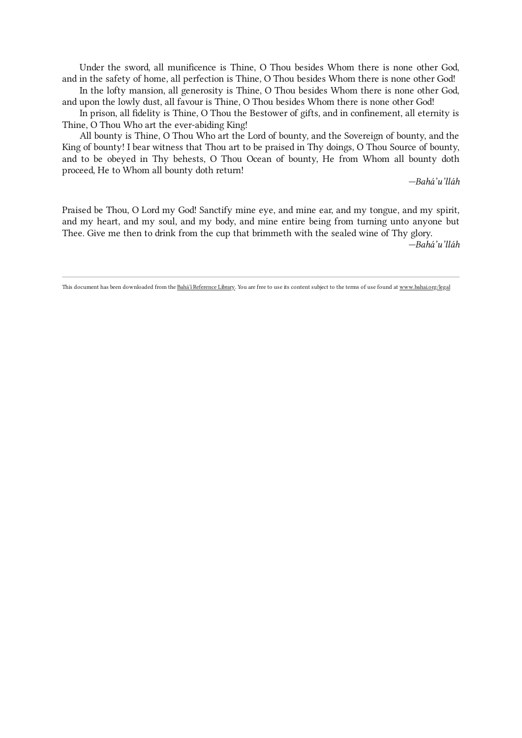Under the sword, all munificence is Thine, O Thou besides Whom there is none other God, and in the safety of home, all perfection is Thine, O Thou besides Whom there is none other God!

In the lofty mansion, all generosity is Thine, O Thou besides Whom there is none other God, and upon the lowly dust, all favour is Thine, O Thou besides Whom there is none other God!

In prison, all fidelity is Thine, O Thou the Bestower of gifts, and in confinement, all eternity is Thine, O Thou Who art the ever-abiding King!

All bounty is Thine, O Thou Who art the Lord of bounty, and the Sovereign of bounty, and the King of bounty! I bear witness that Thou art to be praised in Thy doings, O Thou Source of bounty, and to be obeyed in Thy behests, O Thou Ocean of bounty, He from Whom all bounty doth proceed, He to Whom all bounty doth return!

*—Bahá’u’lláh*

Praised be Thou, O Lord my God! Sanctify mine eye, and mine ear, and my tongue, and my spirit, and my heart, and my soul, and my body, and mine entire being from turning unto anyone but Thee. Give me then to drink from the cup that brimmeth with the sealed wine of Thy glory.

*—Bahá’u’lláh*

---

This document has been downloaded from the Bahá’í Reference Library. You are free to use its content subject to the terms of use found at www.bahai.org/legal